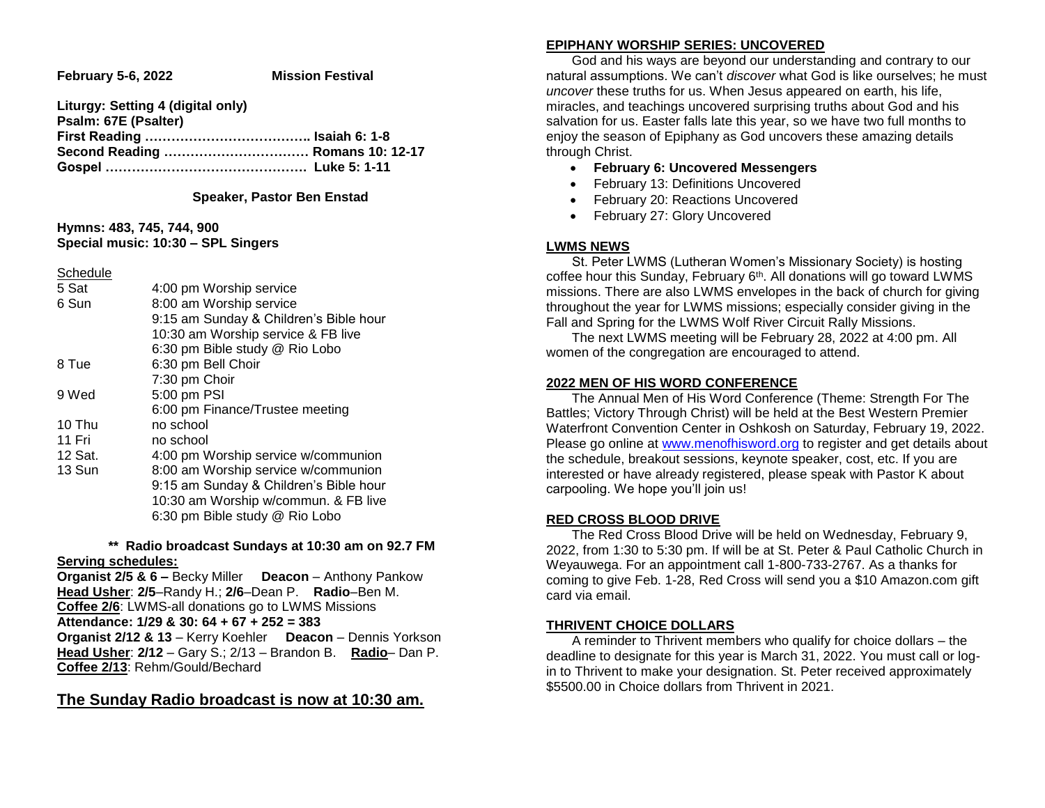**February 5-6, 2022** **Mission Festival**

**Liturgy: Setting 4 (digital only)**
**Psalm: 67E (Psalter)**
**First Reading ……………………………….. Isaiah 6: 1-8**
**Second Reading …………………………… Romans 10: 12-17**
**Gospel ……………………………………… Luke 5: 1-11**

**Speaker, Pastor Ben Enstad**

**Hymns: 483, 745, 744, 900**
**Special music: 10:30 – SPL Singers**

Schedule

| | |
|---|---|
| 5 Sat | 4:00 pm Worship service |
| 6 Sun | 8:00 am Worship service |
| | 9:15 am Sunday & Children's Bible hour |
| | 10:30 am Worship service & FB live |
| | 6:30 pm Bible study @ Rio Lobo |
| 8 Tue | 6:30 pm Bell Choir |
| | 7:30 pm Choir |
| 9 Wed | 5:00 pm PSI |
| | 6:00 pm Finance/Trustee meeting |
| 10 Thu | no school |
| 11 Fri | no school |
| 12 Sat. | 4:00 pm Worship service w/communion |
| 13 Sun | 8:00 am Worship service w/communion |
| | 9:15 am Sunday & Children's Bible hour |
| | 10:30 am Worship w/commun. & FB live |
| | 6:30 pm Bible study @ Rio Lobo |

**\*\* Radio broadcast Sundays at 10:30 am on 92.7 FM**

**Serving schedules:**
**Organist 2/5 & 6 –** Becky Miller **Deacon** – Anthony Pankow
**Head Usher**: **2/5**–Randy H.; **2/6**–Dean P. **Radio**–Ben M.
**Coffee 2/6**: LWMS-all donations go to LWMS Missions
**Attendance: 1/29 & 30: 64 + 67 + 252 = 383**
**Organist 2/12 & 13** – Kerry Koehler **Deacon** – Dennis Yorkson
**Head Usher**: **2/12** – Gary S.; 2/13 – Brandon B. **Radio**– Dan P.
**Coffee 2/13**: Rehm/Gould/Bechard

## The Sunday Radio broadcast is now at 10:30 am.

**EPIPHANY WORSHIP SERIES: UNCOVERED**

God and his ways are beyond our understanding and contrary to our natural assumptions. We can't *discover* what God is like ourselves; he must *uncover* these truths for us. When Jesus appeared on earth, his life, miracles, and teachings uncovered surprising truths about God and his salvation for us. Easter falls late this year, so we have two full months to enjoy the season of Epiphany as God uncovers these amazing details through Christ.

- **February 6: Uncovered Messengers**
- February 13: Definitions Uncovered
- February 20: Reactions Uncovered
- February 27: Glory Uncovered

**LWMS NEWS**

St. Peter LWMS (Lutheran Women's Missionary Society) is hosting coffee hour this Sunday, February 6th. All donations will go toward LWMS missions. There are also LWMS envelopes in the back of church for giving throughout the year for LWMS missions; especially consider giving in the Fall and Spring for the LWMS Wolf River Circuit Rally Missions.

The next LWMS meeting will be February 28, 2022 at 4:00 pm. All women of the congregation are encouraged to attend.

**2022 MEN OF HIS WORD CONFERENCE**

The Annual Men of His Word Conference (Theme: Strength For The Battles; Victory Through Christ) will be held at the Best Western Premier Waterfront Convention Center in Oshkosh on Saturday, February 19, 2022. Please go online at www.menofhisword.org to register and get details about the schedule, breakout sessions, keynote speaker, cost, etc. If you are interested or have already registered, please speak with Pastor K about carpooling. We hope you'll join us!

**RED CROSS BLOOD DRIVE**

The Red Cross Blood Drive will be held on Wednesday, February 9, 2022, from 1:30 to 5:30 pm. If will be at St. Peter & Paul Catholic Church in Weyauwega. For an appointment call 1-800-733-2767. As a thanks for coming to give Feb. 1-28, Red Cross will send you a $10 Amazon.com gift card via email.

**THRIVENT CHOICE DOLLARS**

A reminder to Thrivent members who qualify for choice dollars – the deadline to designate for this year is March 31, 2022. You must call or log-in to Thrivent to make your designation. St. Peter received approximately $5500.00 in Choice dollars from Thrivent in 2021.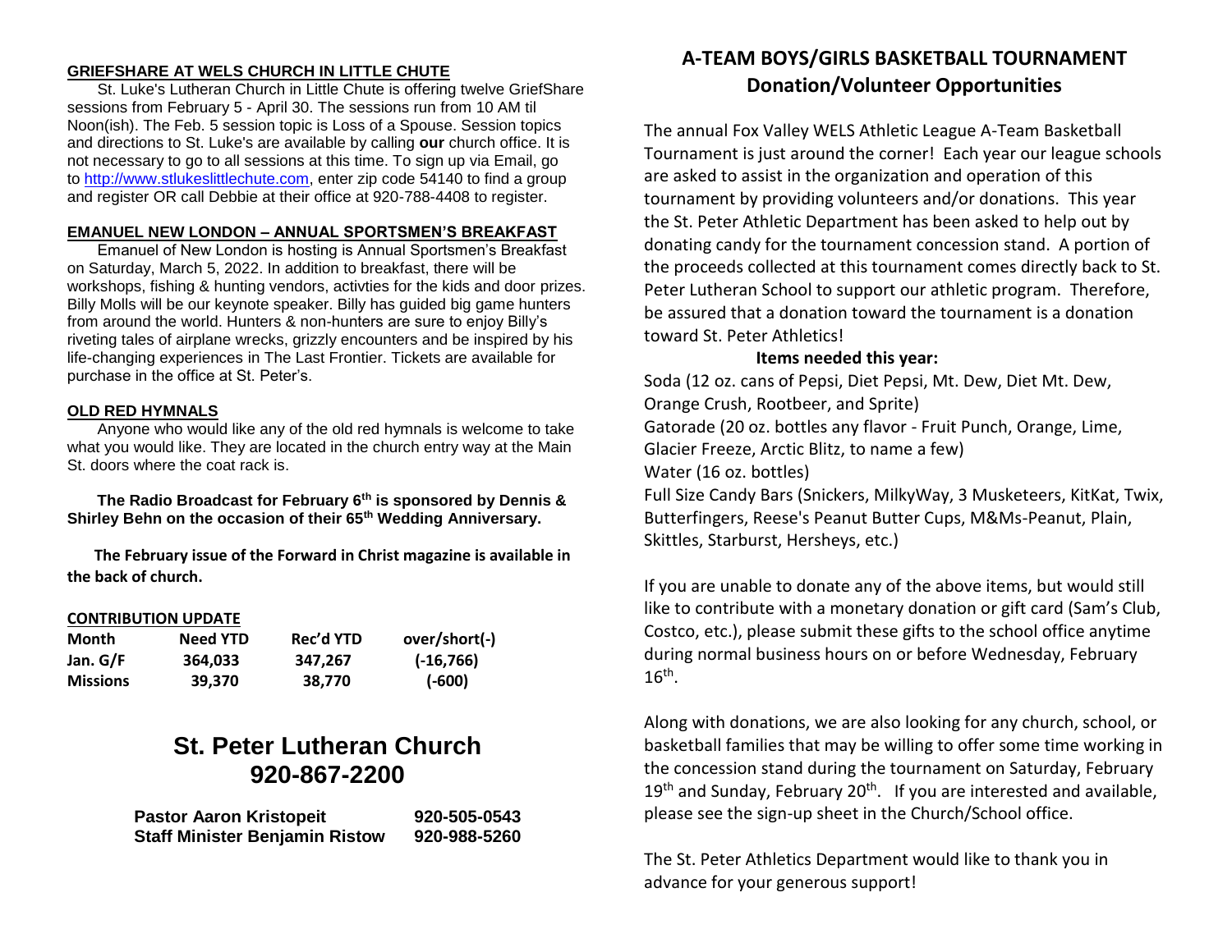## GRIEFSHARE AT WELS CHURCH IN LITTLE CHUTE

St. Luke's Lutheran Church in Little Chute is offering twelve GriefShare sessions from February 5 - April 30. The sessions run from 10 AM til Noon(ish). The Feb. 5 session topic is Loss of a Spouse. Session topics and directions to St. Luke's are available by calling **our** church office. It is not necessary to go to all sessions at this time. To sign up via Email, go to http://www.stlukeslittlechute.com, enter zip code 54140 to find a group and register OR call Debbie at their office at 920-788-4408 to register.

## EMANUEL NEW LONDON – ANNUAL SPORTSMEN'S BREAKFAST

Emanuel of New London is hosting is Annual Sportsmen's Breakfast on Saturday, March 5, 2022. In addition to breakfast, there will be workshops, fishing & hunting vendors, activties for the kids and door prizes. Billy Molls will be our keynote speaker. Billy has guided big game hunters from around the world. Hunters & non-hunters are sure to enjoy Billy's riveting tales of airplane wrecks, grizzly encounters and be inspired by his life-changing experiences in The Last Frontier. Tickets are available for purchase in the office at St. Peter's.

## OLD RED HYMNALS

Anyone who would like any of the old red hymnals is welcome to take what you would like. They are located in the church entry way at the Main St. doors where the coat rack is.

**The Radio Broadcast for February 6th is sponsored by Dennis & Shirley Behn on the occasion of their 65th Wedding Anniversary.**

**The February issue of the Forward in Christ magazine is available in the back of church.**

## CONTRIBUTION UPDATE

| Month | Need YTD | Rec'd YTD | over/short(-) |
|---|---|---|---|
| Jan. G/F | 364,033 | 347,267 | (-16,766) |
| Missions | 39,370 | 38,770 | (-600) |

# St. Peter Lutheran Church
# 920-867-2200

**Pastor Aaron Kristopeit** 920-505-0543
**Staff Minister Benjamin Ristow** 920-988-5260

# A-TEAM BOYS/GIRLS BASKETBALL TOURNAMENT
## Donation/Volunteer Opportunities

The annual Fox Valley WELS Athletic League A-Team Basketball Tournament is just around the corner! Each year our league schools are asked to assist in the organization and operation of this tournament by providing volunteers and/or donations. This year the St. Peter Athletic Department has been asked to help out by donating candy for the tournament concession stand. A portion of the proceeds collected at this tournament comes directly back to St. Peter Lutheran School to support our athletic program. Therefore, be assured that a donation toward the tournament is a donation toward St. Peter Athletics!

**Items needed this year:**

Soda (12 oz. cans of Pepsi, Diet Pepsi, Mt. Dew, Diet Mt. Dew, Orange Crush, Rootbeer, and Sprite)
Gatorade (20 oz. bottles any flavor - Fruit Punch, Orange, Lime, Glacier Freeze, Arctic Blitz, to name a few)
Water (16 oz. bottles)
Full Size Candy Bars (Snickers, MilkyWay, 3 Musketeers, KitKat, Twix, Butterfingers, Reese's Peanut Butter Cups, M&Ms-Peanut, Plain, Skittles, Starburst, Hersheys, etc.)

If you are unable to donate any of the above items, but would still like to contribute with a monetary donation or gift card (Sam's Club, Costco, etc.), please submit these gifts to the school office anytime during normal business hours on or before Wednesday, February 16th.

Along with donations, we are also looking for any church, school, or basketball families that may be willing to offer some time working in the concession stand during the tournament on Saturday, February 19th and Sunday, February 20th. If you are interested and available, please see the sign-up sheet in the Church/School office.

The St. Peter Athletics Department would like to thank you in advance for your generous support!